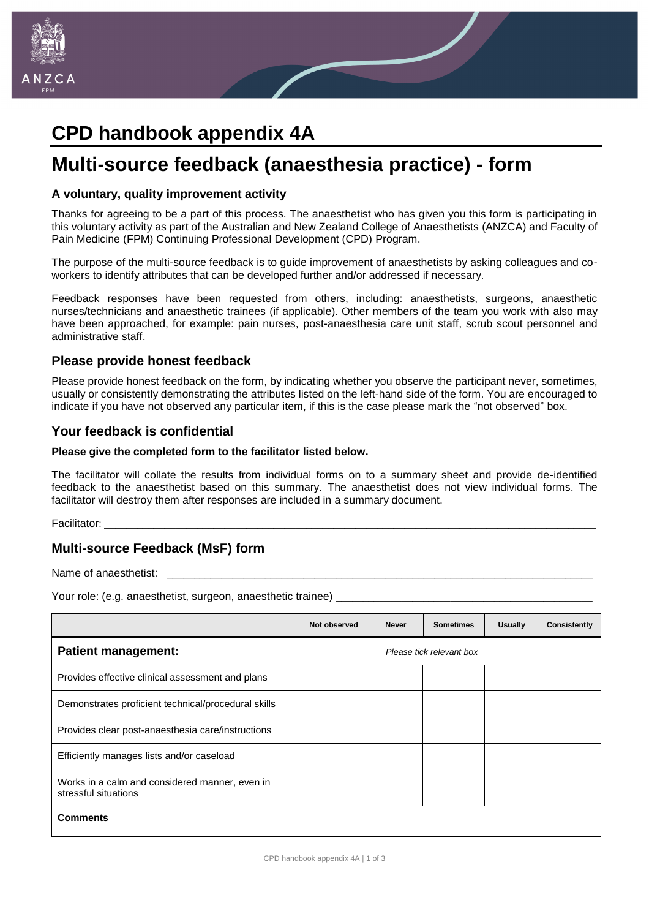# CPD handbook appendix 4A

# Multi-source feedback (anaesthesia practice) - form

### A voluntary, quality improvement activity

Thanks for agreeing to be a part of this process. The anaesthetist who has given you this form is participating in this voluntary activity as part of the Australian and New Zealand College of Anaesthetists (ANZCA) and Faculty of Pain Medicine (FPM) Continuing Professional Development (CPD) Program.

The purpose of the multi-source feedback is to guide improvement of anaesthetists by asking colleagues and co-workers to identify attributes that can be developed further and/or addressed if necessary.

Feedback responses have been requested from others, including: anaesthetists, surgeons, anaesthetic nurses/technicians and anaesthetic trainees (if applicable). Other members of the team you work with also may have been approached, for example: pain nurses, post-anaesthesia care unit staff, scrub scout personnel and administrative staff.

## Please provide honest feedback

Please provide honest feedback on the form, by indicating whether you observe the participant never, sometimes, usually or consistently demonstrating the attributes listed on the left-hand side of the form. You are encouraged to indicate if you have not observed any particular item, if this is the case please mark the "not observed" box.

## Your feedback is confidential

**Please give the completed form to the facilitator listed below.**

The facilitator will collate the results from individual forms on to a summary sheet and provide de-identified feedback to the anaesthetist based on this summary. The anaesthetist does not view individual forms. The facilitator will destroy them after responses are included in a summary document.

Facilitator: ____________________________________________________________

## Multi-source Feedback (MsF) form

Name of anaesthetist: ____________________________________________________

Your role: (e.g. anaesthetist, surgeon, anaesthetic trainee) ______________________

| | Not observed | Never | Sometimes | Usually | Consistently |
|---|---|---|---|---|---|
| **Patient management:** | *Please tick relevant box* | | | | |
| Provides effective clinical assessment and plans | | | | | |
| Demonstrates proficient technical/procedural skills | | | | | |
| Provides clear post-anaesthesia care/instructions | | | | | |
| Efficiently manages lists and/or caseload | | | | | |
| Works in a calm and considered manner, even in stressful situations | | | | | |
| **Comments** | | | | | |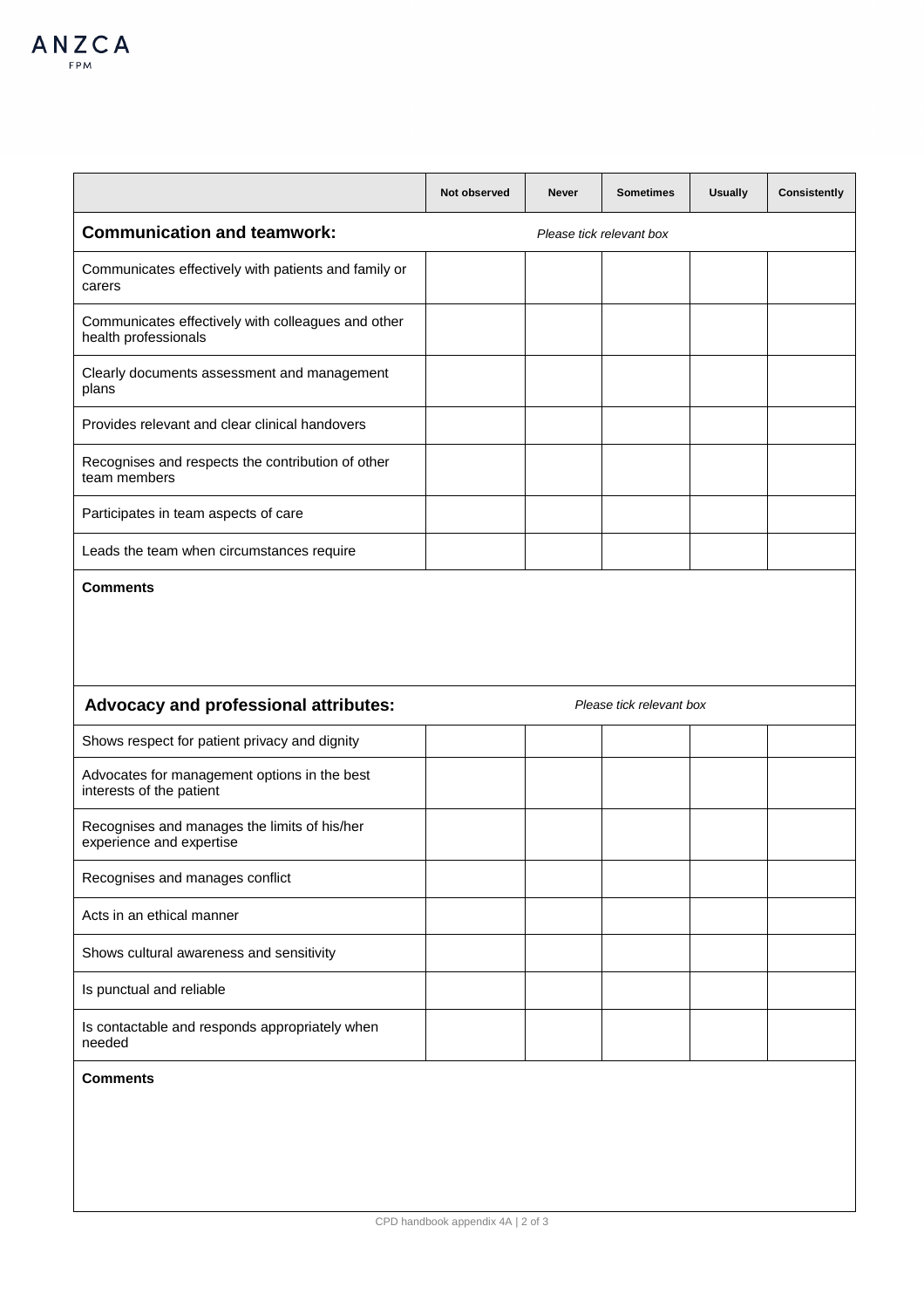| | Not observed | Never | Sometimes | Usually | Consistently |
|---|---|---|---|---|---|
| **Communication and teamwork:** *Please tick relevant box* | | | | | |
| Communicates effectively with patients and family or carers | | | | | |
| Communicates effectively with colleagues and other health professionals | | | | | |
| Clearly documents assessment and management plans | | | | | |
| Provides relevant and clear clinical handovers | | | | | |
| Recognises and respects the contribution of other team members | | | | | |
| Participates in team aspects of care | | | | | |
| Leads the team when circumstances require | | | | | |
| **Comments** | | | | | |
| **Advocacy and professional attributes:** *Please tick relevant box* | | | | | |
| Shows respect for patient privacy and dignity | | | | | |
| Advocates for management options in the best interests of the patient | | | | | |
| Recognises and manages the limits of his/her experience and expertise | | | | | |
| Recognises and manages conflict | | | | | |
| Acts in an ethical manner | | | | | |
| Shows cultural awareness and sensitivity | | | | | |
| Is punctual and reliable | | | | | |
| Is contactable and responds appropriately when needed | | | | | |
| **Comments** | | | | | |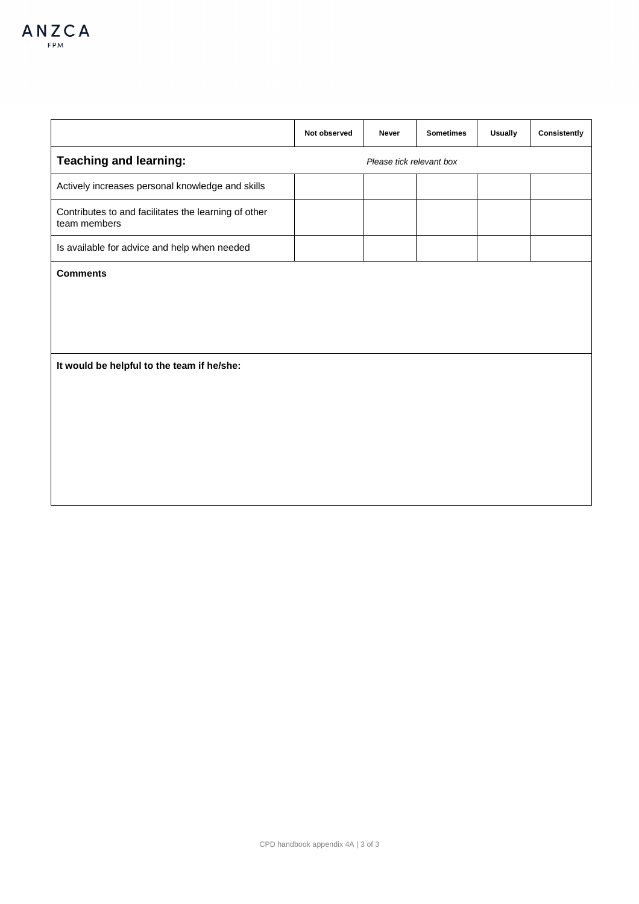| | Not observed | Never | Sometimes | Usually | Consistently |
|---|---|---|---|---|---|
| **Teaching and learning:** *Please tick relevant box* | | | | | |
| Actively increases personal knowledge and skills | | | | | |
| Contributes to and facilitates the learning of other team members | | | | | |
| Is available for advice and help when needed | | | | | |

**Comments**

**It would be helpful to the team if he/she:**